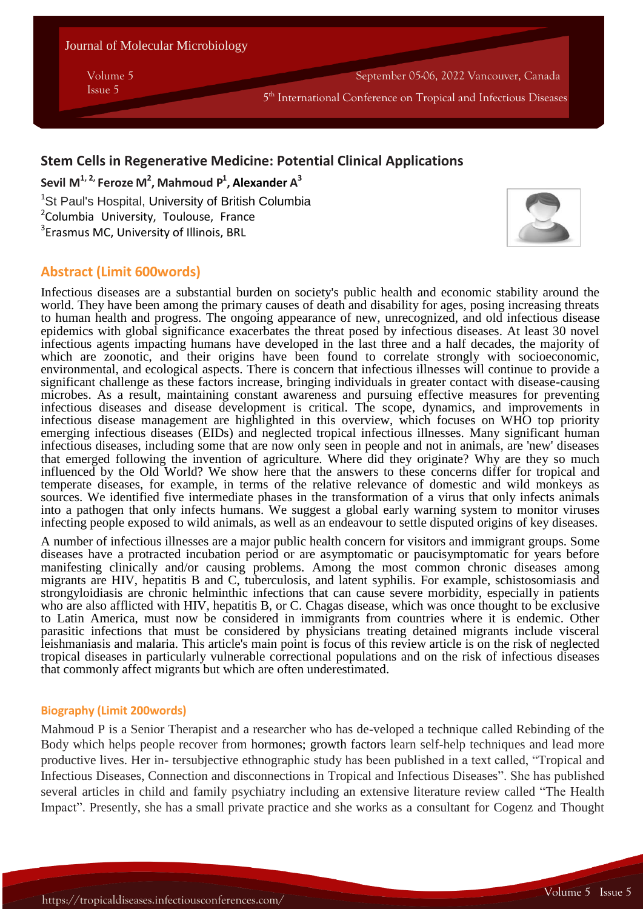## Stem Cells in Regenerative Medicine: Potential Clinical Applications

**Sevil M[1, 2,] Feroze M[2], Mahmoud P[1], Alexander A[3]**

[1]St Paul's Hospital, University of British Columbia
[2]Columbia University, Toulouse, France
[3]Erasmus MC, University of Illinois, BRL

### Abstract (Limit 600words)

Infectious diseases are a substantial burden on society's public health and economic stability around the world. They have been among the primary causes of death and disability for ages, posing increasing threats to human health and progress. The ongoing appearance of new, unrecognized, and old infectious disease epidemics with global significance exacerbates the threat posed by infectious diseases. At least 30 novel infectious agents impacting humans have developed in the last three and a half decades, the majority of which are zoonotic, and their origins have been found to correlate strongly with socioeconomic, environmental, and ecological aspects. There is concern that infectious illnesses will continue to provide a significant challenge as these factors increase, bringing individuals in greater contact with disease-causing microbes. As a result, maintaining constant awareness and pursuing effective measures for preventing infectious diseases and disease development is critical. The scope, dynamics, and improvements in infectious disease management are highlighted in this overview, which focuses on WHO top priority emerging infectious diseases (EIDs) and neglected tropical infectious illnesses. Many significant human infectious diseases, including some that are now only seen in people and not in animals, are 'new' diseases that emerged following the invention of agriculture. Where did they originate? Why are they so much influenced by the Old World? We show here that the answers to these concerns differ for tropical and temperate diseases, for example, in terms of the relative relevance of domestic and wild monkeys as sources. We identified five intermediate phases in the transformation of a virus that only infects animals into a pathogen that only infects humans. We suggest a global early warning system to monitor viruses infecting people exposed to wild animals, as well as an endeavour to settle disputed origins of key diseases.

A number of infectious illnesses are a major public health concern for visitors and immigrant groups. Some diseases have a protracted incubation period or are asymptomatic or paucisymptomatic for years before manifesting clinically and/or causing problems. Among the most common chronic diseases among migrants are HIV, hepatitis B and C, tuberculosis, and latent syphilis. For example, schistosomiasis and strongyloidiasis are chronic helminthic infections that can cause severe morbidity, especially in patients who are also afflicted with HIV, hepatitis B, or C. Chagas disease, which was once thought to be exclusive to Latin America, must now be considered in immigrants from countries where it is endemic. Other parasitic infections that must be considered by physicians treating detained migrants include visceral leishmaniasis and malaria. This article's main point is focus of this review article is on the risk of neglected tropical diseases in particularly vulnerable correctional populations and on the risk of infectious diseases that commonly affect migrants but which are often underestimated.

### Biography (Limit 200words)

Mahmoud P is a Senior Therapist and a researcher who has de-veloped a technique called Rebinding of the Body which helps people recover from hormones; growth factors learn self-help techniques and lead more productive lives. Her in- tersubjective ethnographic study has been published in a text called, "Tropical and Infectious Diseases, Connection and disconnections in Tropical and Infectious Diseases". She has published several articles in child and family psychiatry including an extensive literature review called "The Health Impact". Presently, she has a small private practice and she works as a consultant for Cogenz and Thought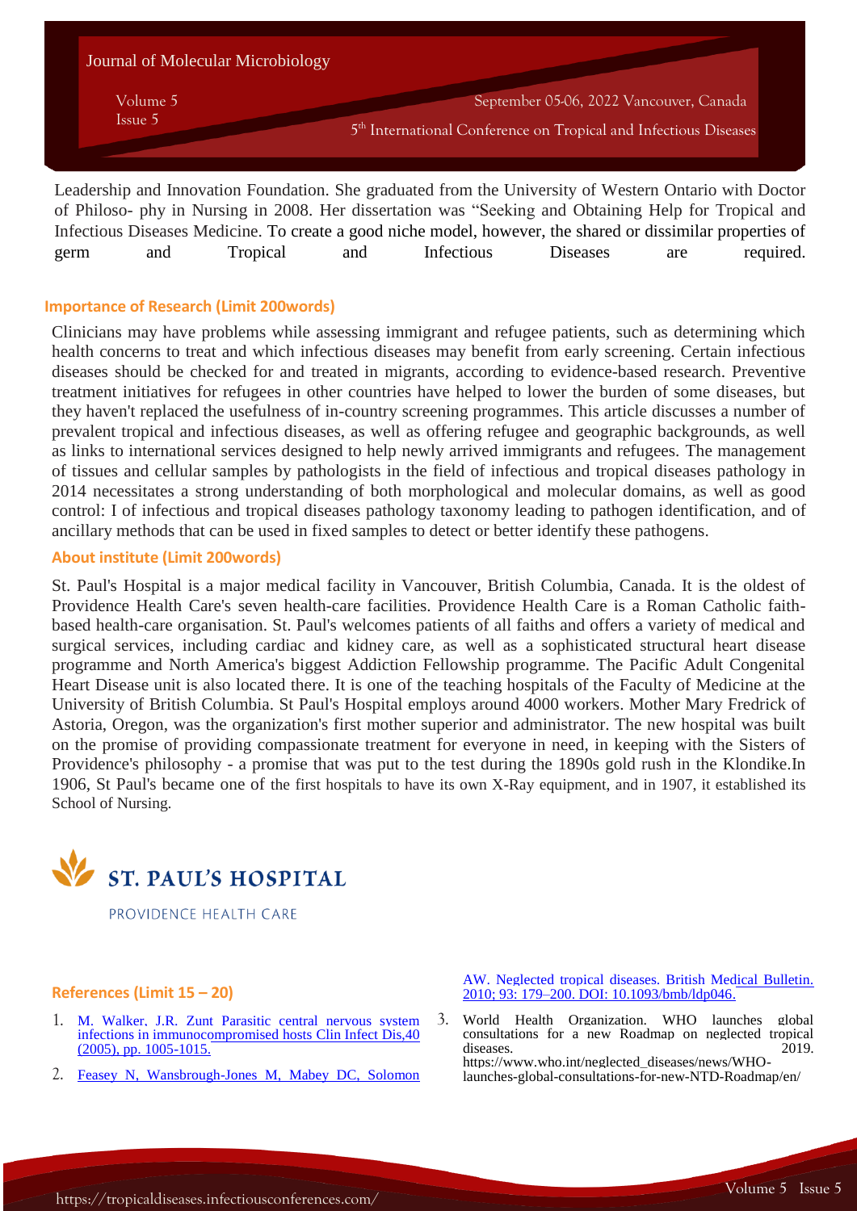Leadership and Innovation Foundation. She graduated from the University of Western Ontario with Doctor of Philoso- phy in Nursing in 2008. Her dissertation was "Seeking and Obtaining Help for Tropical and Infectious Diseases Medicine. To create a good niche model, however, the shared or dissimilar properties of germ and Tropical and Infectious Diseases are required.

## Importance of Research (Limit 200words)

Clinicians may have problems while assessing immigrant and refugee patients, such as determining which health concerns to treat and which infectious diseases may benefit from early screening. Certain infectious diseases should be checked for and treated in migrants, according to evidence-based research. Preventive treatment initiatives for refugees in other countries have helped to lower the burden of some diseases, but they haven't replaced the usefulness of in-country screening programmes. This article discusses a number of prevalent tropical and infectious diseases, as well as offering refugee and geographic backgrounds, as well as links to international services designed to help newly arrived immigrants and refugees. The management of tissues and cellular samples by pathologists in the field of infectious and tropical diseases pathology in 2014 necessitates a strong understanding of both morphological and molecular domains, as well as good control: I of infectious and tropical diseases pathology taxonomy leading to pathogen identification, and of ancillary methods that can be used in fixed samples to detect or better identify these pathogens.

## About institute (Limit 200words)

St. Paul's Hospital is a major medical facility in Vancouver, British Columbia, Canada. It is the oldest of Providence Health Care's seven health-care facilities. Providence Health Care is a Roman Catholic faith-based health-care organisation. St. Paul's welcomes patients of all faiths and offers a variety of medical and surgical services, including cardiac and kidney care, as well as a sophisticated structural heart disease programme and North America's biggest Addiction Fellowship programme. The Pacific Adult Congenital Heart Disease unit is also located there. It is one of the teaching hospitals of the Faculty of Medicine at the University of British Columbia. St Paul's Hospital employs around 4000 workers. Mother Mary Fredrick of Astoria, Oregon, was the organization's first mother superior and administrator. The new hospital was built on the promise of providing compassionate treatment for everyone in need, in keeping with the Sisters of Providence's philosophy - a promise that was put to the test during the 1890s gold rush in the Klondike.In 1906, St Paul's became one of the first hospitals to have its own X-Ray equipment, and in 1907, it established its School of Nursing.

ST. PAUL'S HOSPITAL

PROVIDENCE HEALTH CARE

## References (Limit 15 – 20)

1. M. Walker, J.R. Zunt Parasitic central nervous system infections in immunocompromised hosts Clin Infect Dis,40 (2005), pp. 1005-1015.
2. Feasey N, Wansbrough-Jones M, Mabey DC, Solomon AW. Neglected tropical diseases. British Medical Bulletin. 2010; 93: 179–200. DOI: 10.1093/bmb/ldp046.
3. World Health Organization. WHO launches global consultations for a new Roadmap on neglected tropical diseases. 2019. https://www.who.int/neglected_diseases/news/WHO-launches-global-consultations-for-new-NTD-Roadmap/en/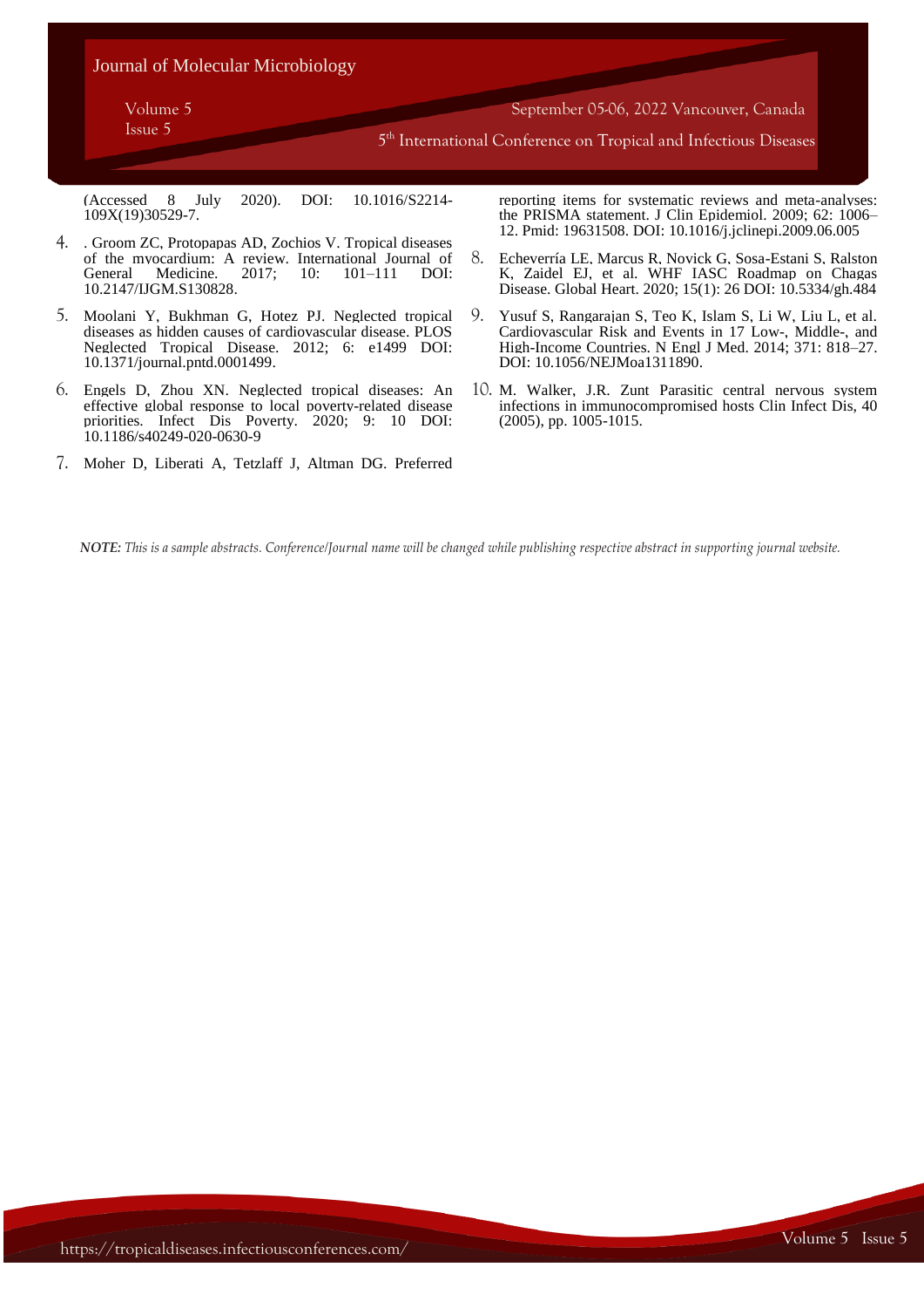(Accessed 8 July 2020). DOI: 10.1016/S2214-109X(19)30529-7.

4. . Groom ZC, Protopapas AD, Zochios V. Tropical diseases of the myocardium: A review. International Journal of General Medicine. 2017; 10: 101–111 DOI: 10.2147/IJGM.S130828.
5. Moolani Y, Bukhman G, Hotez PJ. Neglected tropical diseases as hidden causes of cardiovascular disease. PLOS Neglected Tropical Disease. 2012; 6: e1499 DOI: 10.1371/journal.pntd.0001499.
6. Engels D, Zhou XN. Neglected tropical diseases: An effective global response to local poverty-related disease priorities. Infect Dis Poverty. 2020; 9: 10 DOI: 10.1186/s40249-020-0630-9
7. Moher D, Liberati A, Tetzlaff J, Altman DG. Preferred reporting items for systematic reviews and meta-analyses: the PRISMA statement. J Clin Epidemiol. 2009; 62: 1006–12. Pmid: 19631508. DOI: 10.1016/j.jclinepi.2009.06.005
8. Echeverría LE, Marcus R, Novick G, Sosa-Estani S, Ralston K, Zaidel EJ, et al. WHF IASC Roadmap on Chagas Disease. Global Heart. 2020; 15(1): 26 DOI: 10.5334/gh.484
9. Yusuf S, Rangarajan S, Teo K, Islam S, Li W, Liu L, et al. Cardiovascular Risk and Events in 17 Low-, Middle-, and High-Income Countries. N Engl J Med. 2014; 371: 818–27. DOI: 10.1056/NEJMoa1311890.
10. M. Walker, J.R. Zunt Parasitic central nervous system infections in immunocompromised hosts Clin Infect Dis, 40 (2005), pp. 1005-1015.

***NOTE:*** *This is a sample abstracts. Conference/Journal name will be changed while publishing respective abstract in supporting journal website.*